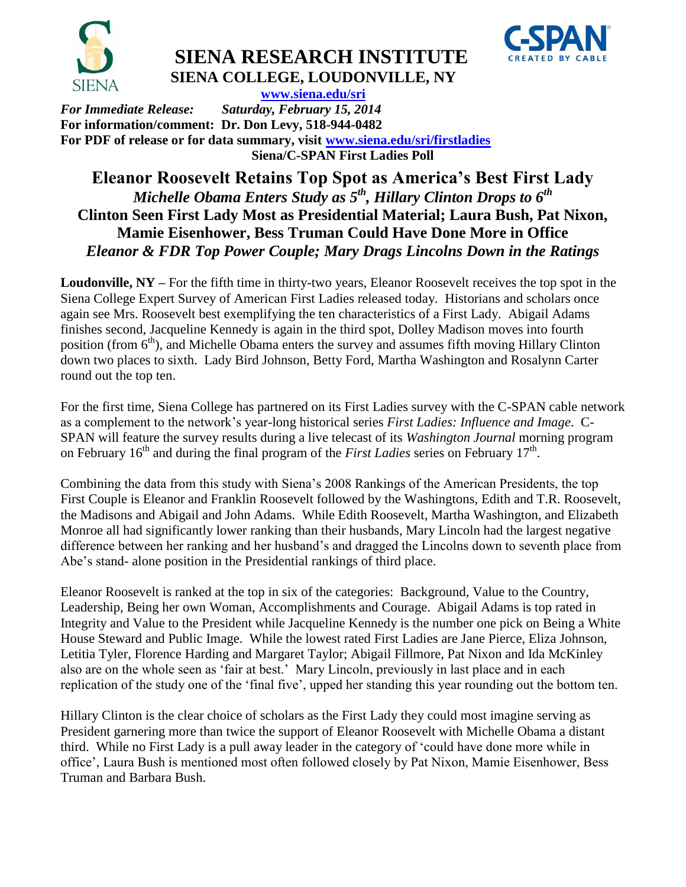# SIENA RESEARCH INSTITUTE
## SIENA COLLEGE, LOUDONVILLE, NY

www.siena.edu/sri

***For Immediate Release:*** ***Saturday, February 15, 2014***
**For information/comment: Dr. Don Levy, 518-944-0482**
**For PDF of release or for data summary, visit www.siena.edu/sri/firstladies**

**Siena/C-SPAN First Ladies Poll**

# Eleanor Roosevelt Retains Top Spot as America's Best First Lady

### *Michelle Obama Enters Study as 5th, Hillary Clinton Drops to 6th*

### Clinton Seen First Lady Most as Presidential Material; Laura Bush, Pat Nixon, Mamie Eisenhower, Bess Truman Could Have Done More in Office

### *Eleanor & FDR Top Power Couple; Mary Drags Lincolns Down in the Ratings*

**Loudonville, NY –** For the fifth time in thirty-two years, Eleanor Roosevelt receives the top spot in the Siena College Expert Survey of American First Ladies released today. Historians and scholars once again see Mrs. Roosevelt best exemplifying the ten characteristics of a First Lady. Abigail Adams finishes second, Jacqueline Kennedy is again in the third spot, Dolley Madison moves into fourth position (from 6th), and Michelle Obama enters the survey and assumes fifth moving Hillary Clinton down two places to sixth. Lady Bird Johnson, Betty Ford, Martha Washington and Rosalynn Carter round out the top ten.

For the first time, Siena College has partnered on its First Ladies survey with the C-SPAN cable network as a complement to the network's year-long historical series *First Ladies: Influence and Image*. C-SPAN will feature the survey results during a live telecast of its *Washington Journal* morning program on February 16th and during the final program of the *First Ladies* series on February 17th.

Combining the data from this study with Siena's 2008 Rankings of the American Presidents, the top First Couple is Eleanor and Franklin Roosevelt followed by the Washingtons, Edith and T.R. Roosevelt, the Madisons and Abigail and John Adams. While Edith Roosevelt, Martha Washington, and Elizabeth Monroe all had significantly lower ranking than their husbands, Mary Lincoln had the largest negative difference between her ranking and her husband's and dragged the Lincolns down to seventh place from Abe's stand- alone position in the Presidential rankings of third place.

Eleanor Roosevelt is ranked at the top in six of the categories: Background, Value to the Country, Leadership, Being her own Woman, Accomplishments and Courage. Abigail Adams is top rated in Integrity and Value to the President while Jacqueline Kennedy is the number one pick on Being a White House Steward and Public Image. While the lowest rated First Ladies are Jane Pierce, Eliza Johnson, Letitia Tyler, Florence Harding and Margaret Taylor; Abigail Fillmore, Pat Nixon and Ida McKinley also are on the whole seen as 'fair at best.' Mary Lincoln, previously in last place and in each replication of the study one of the 'final five', upped her standing this year rounding out the bottom ten.

Hillary Clinton is the clear choice of scholars as the First Lady they could most imagine serving as President garnering more than twice the support of Eleanor Roosevelt with Michelle Obama a distant third. While no First Lady is a pull away leader in the category of 'could have done more while in office', Laura Bush is mentioned most often followed closely by Pat Nixon, Mamie Eisenhower, Bess Truman and Barbara Bush.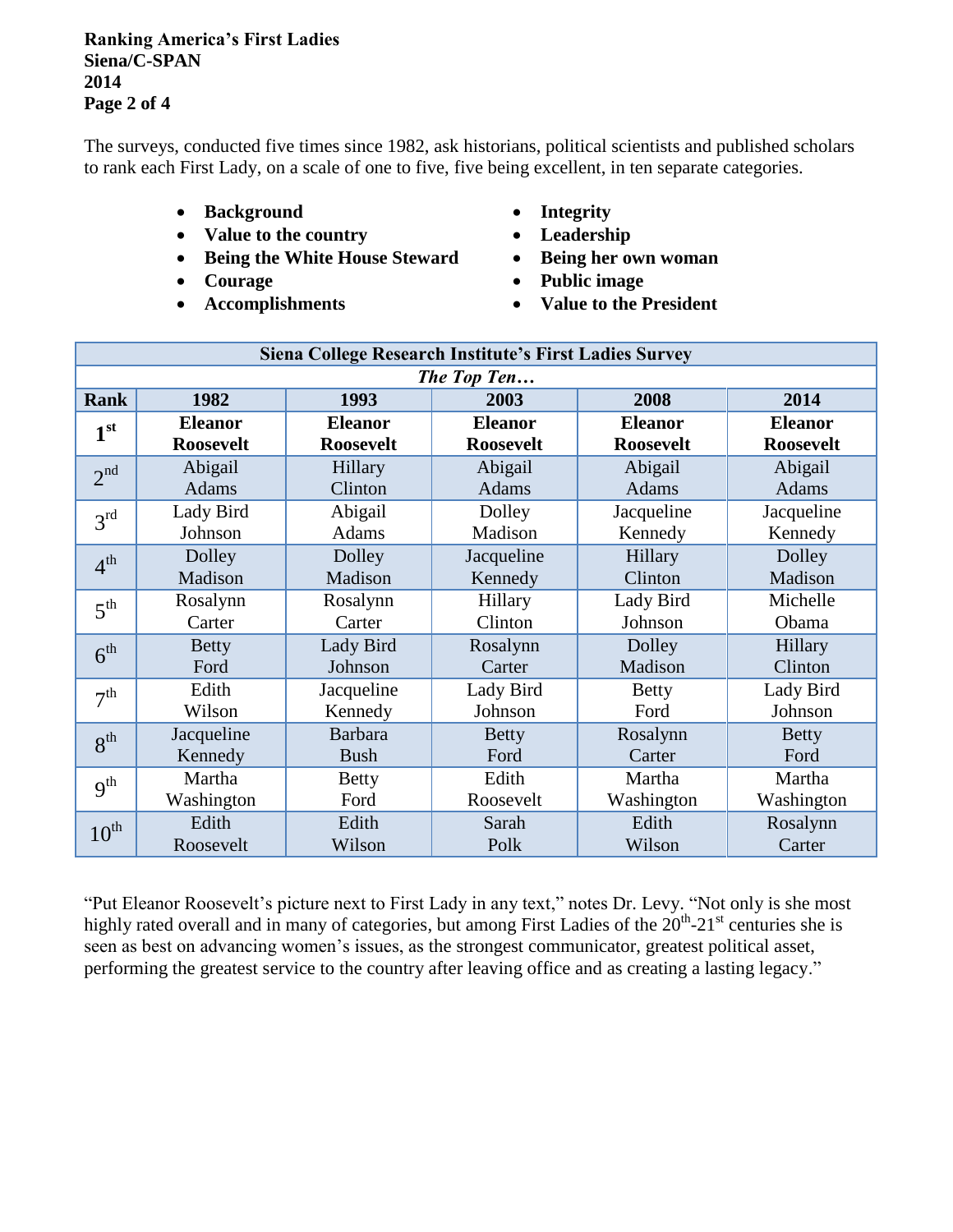The surveys, conducted five times since 1982, ask historians, political scientists and published scholars to rank each First Lady, on a scale of one to five, five being excellent, in ten separate categories.

- **Background**
- **Value to the country**
- **Being the White House Steward**
- **Courage**
- **Accomplishments**
- **Integrity**
- **Leadership**
- **Being her own woman**
- **Public image**
- **Value to the President**

| **Siena College Research Institute's First Ladies Survey** | | | | | |
|---|---|---|---|---|---|
| ***The Top Ten…*** | | | | | |
| **Rank** | **1982** | **1993** | **2003** | **2008** | **2014** |
| 1st | **Eleanor Roosevelt** | **Eleanor Roosevelt** | **Eleanor Roosevelt** | **Eleanor Roosevelt** | **Eleanor Roosevelt** |
| 2nd | Abigail Adams | Hillary Clinton | Abigail Adams | Abigail Adams | Abigail Adams |
| 3rd | Lady Bird Johnson | Abigail Adams | Dolley Madison | Jacqueline Kennedy | Jacqueline Kennedy |
| 4th | Dolley Madison | Dolley Madison | Jacqueline Kennedy | Hillary Clinton | Dolley Madison |
| 5th | Rosalynn Carter | Rosalynn Carter | Hillary Clinton | Lady Bird Johnson | Michelle Obama |
| 6th | Betty Ford | Lady Bird Johnson | Rosalynn Carter | Dolley Madison | Hillary Clinton |
| 7th | Edith Wilson | Jacqueline Kennedy | Lady Bird Johnson | Betty Ford | Lady Bird Johnson |
| 8th | Jacqueline Kennedy | Barbara Bush | Betty Ford | Rosalynn Carter | Betty Ford |
| 9th | Martha Washington | Betty Ford | Edith Roosevelt | Martha Washington | Martha Washington |
| 10th | Edith Roosevelt | Edith Wilson | Sarah Polk | Edith Wilson | Rosalynn Carter |

"Put Eleanor Roosevelt's picture next to First Lady in any text," notes Dr. Levy. "Not only is she most highly rated overall and in many of categories, but among First Ladies of the 20th-21st centuries she is seen as best on advancing women's issues, as the strongest communicator, greatest political asset, performing the greatest service to the country after leaving office and as creating a lasting legacy."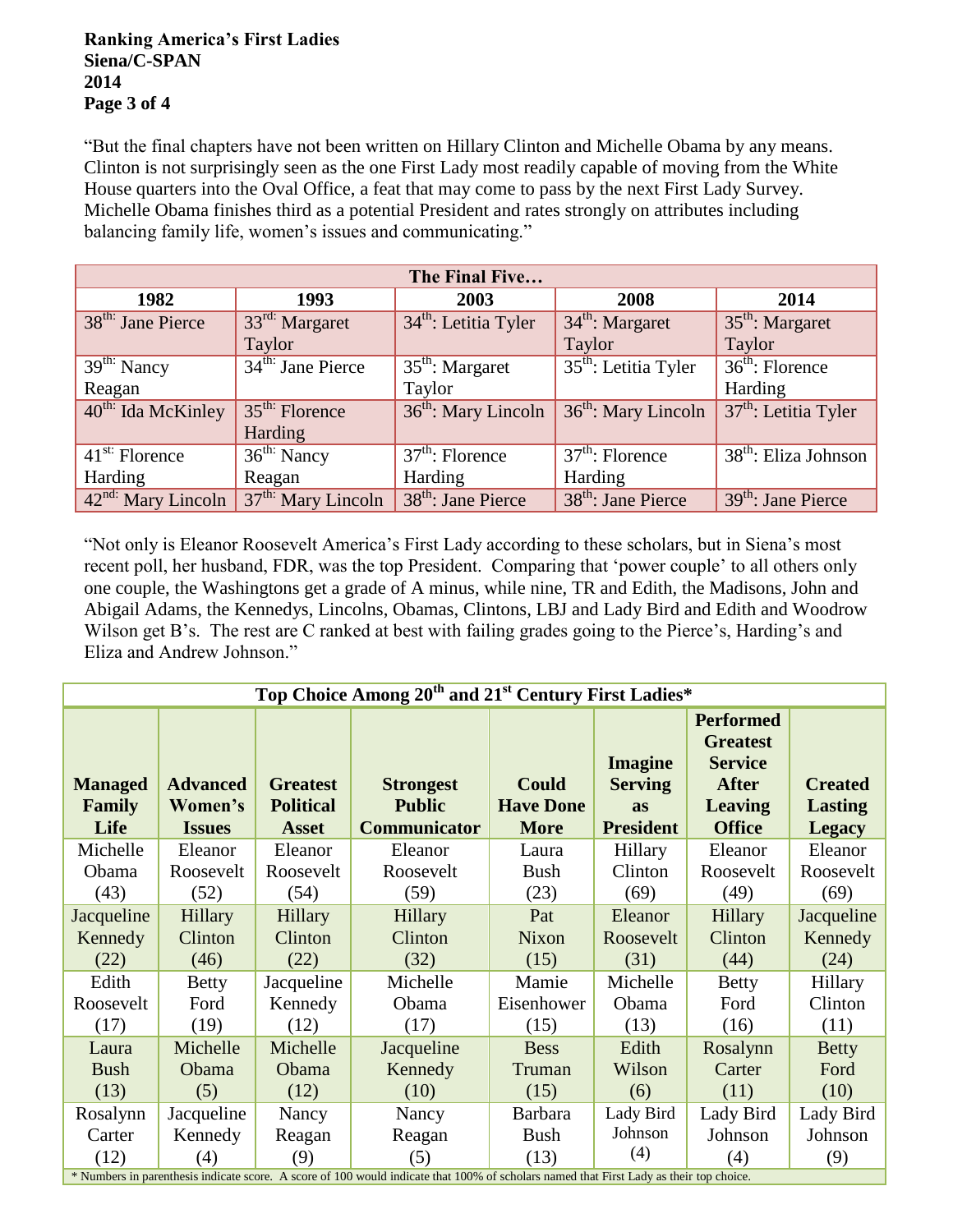"But the final chapters have not been written on Hillary Clinton and Michelle Obama by any means. Clinton is not surprisingly seen as the one First Lady most readily capable of moving from the White House quarters into the Oval Office, a feat that may come to pass by the next First Lady Survey. Michelle Obama finishes third as a potential President and rates strongly on attributes including balancing family life, women's issues and communicating."

| The Final Five… | | | | |
|---|---|---|---|---|
| **1982** | **1993** | **2003** | **2008** | **2014** |
| 38th: Jane Pierce | 33rd: Margaret Taylor | 34th: Letitia Tyler | 34th: Margaret Taylor | 35th: Margaret Taylor |
| 39th: Nancy Reagan | 34th: Jane Pierce | 35th: Margaret Taylor | 35th: Letitia Tyler | 36th: Florence Harding |
| 40th: Ida McKinley | 35th: Florence Harding | 36th: Mary Lincoln | 36th: Mary Lincoln | 37th: Letitia Tyler |
| 41st: Florence Harding | 36th: Nancy Reagan | 37th: Florence Harding | 37th: Florence Harding | 38th: Eliza Johnson |
| 42nd: Mary Lincoln | 37th: Mary Lincoln | 38th: Jane Pierce | 38th: Jane Pierce | 39th: Jane Pierce |

"Not only is Eleanor Roosevelt America's First Lady according to these scholars, but in Siena's most recent poll, her husband, FDR, was the top President. Comparing that 'power couple' to all others only one couple, the Washingtons get a grade of A minus, while nine, TR and Edith, the Madisons, John and Abigail Adams, the Kennedys, Lincolns, Obamas, Clintons, LBJ and Lady Bird and Edith and Woodrow Wilson get B's. The rest are C ranked at best with failing grades going to the Pierce's, Harding's and Eliza and Andrew Johnson."

| Top Choice Among 20th and 21st Century First Ladies* | | | | | | | |
|---|---|---|---|---|---|---|---|
| **Managed Family Life** | **Advanced Women's Issues** | **Greatest Political Asset** | **Strongest Public Communicator** | **Could Have Done More** | **Imagine Serving as President** | **Performed Greatest Service After Leaving Office** | **Created Lasting Legacy** |
| Michelle Obama (43) | Eleanor Roosevelt (52) | Eleanor Roosevelt (54) | Eleanor Roosevelt (59) | Laura Bush (23) | Hillary Clinton (69) | Eleanor Roosevelt (49) | Eleanor Roosevelt (69) |
| Jacqueline Kennedy (22) | Hillary Clinton (46) | Hillary Clinton (22) | Hillary Clinton (32) | Pat Nixon (15) | Eleanor Roosevelt (31) | Hillary Clinton (44) | Jacqueline Kennedy (24) |
| Edith Roosevelt (17) | Betty Ford (19) | Jacqueline Kennedy (12) | Michelle Obama (17) | Mamie Eisenhower (15) | Michelle Obama (13) | Betty Ford (16) | Hillary Clinton (11) |
| Laura Bush (13) | Michelle Obama (5) | Michelle Obama (12) | Jacqueline Kennedy (10) | Bess Truman (15) | Edith Wilson (6) | Rosalynn Carter (11) | Betty Ford (10) |
| Rosalynn Carter (12) | Jacqueline Kennedy (4) | Nancy Reagan (9) | Nancy Reagan (5) | Barbara Bush (13) | Lady Bird Johnson (4) | Lady Bird Johnson (4) | Lady Bird Johnson (9) |

* Numbers in parenthesis indicate score. A score of 100 would indicate that 100% of scholars named that First Lady as their top choice.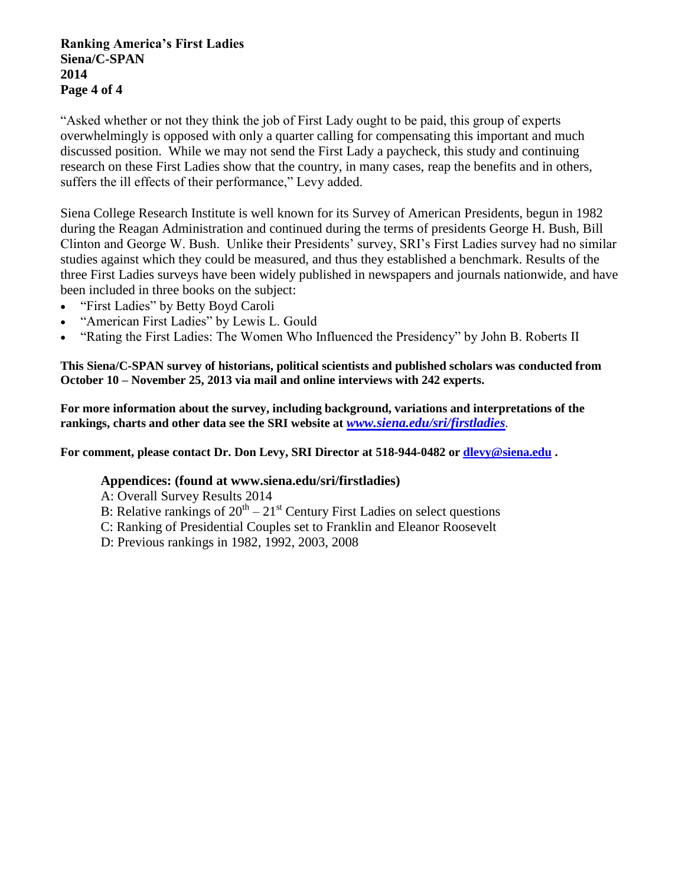"Asked whether or not they think the job of First Lady ought to be paid, this group of experts overwhelmingly is opposed with only a quarter calling for compensating this important and much discussed position. While we may not send the First Lady a paycheck, this study and continuing research on these First Ladies show that the country, in many cases, reap the benefits and in others, suffers the ill effects of their performance," Levy added.

Siena College Research Institute is well known for its Survey of American Presidents, begun in 1982 during the Reagan Administration and continued during the terms of presidents George H. Bush, Bill Clinton and George W. Bush. Unlike their Presidents' survey, SRI's First Ladies survey had no similar studies against which they could be measured, and thus they established a benchmark. Results of the three First Ladies surveys have been widely published in newspapers and journals nationwide, and have been included in three books on the subject:

- "First Ladies" by Betty Boyd Caroli
- "American First Ladies" by Lewis L. Gould
- "Rating the First Ladies: The Women Who Influenced the Presidency" by John B. Roberts II

**This Siena/C-SPAN survey of historians, political scientists and published scholars was conducted from October 10 – November 25, 2013 via mail and online interviews with 242 experts.**

**For more information about the survey, including background, variations and interpretations of the rankings, charts and other data see the SRI website at *www.siena.edu/sri/firstladies*.**

**For comment, please contact Dr. Don Levy, SRI Director at 518-944-0482 or dlevy@siena.edu .**

**Appendices: (found at www.siena.edu/sri/firstladies)**

A: Overall Survey Results 2014
B: Relative rankings of 20th – 21st Century First Ladies on select questions
C: Ranking of Presidential Couples set to Franklin and Eleanor Roosevelt
D: Previous rankings in 1982, 1992, 2003, 2008